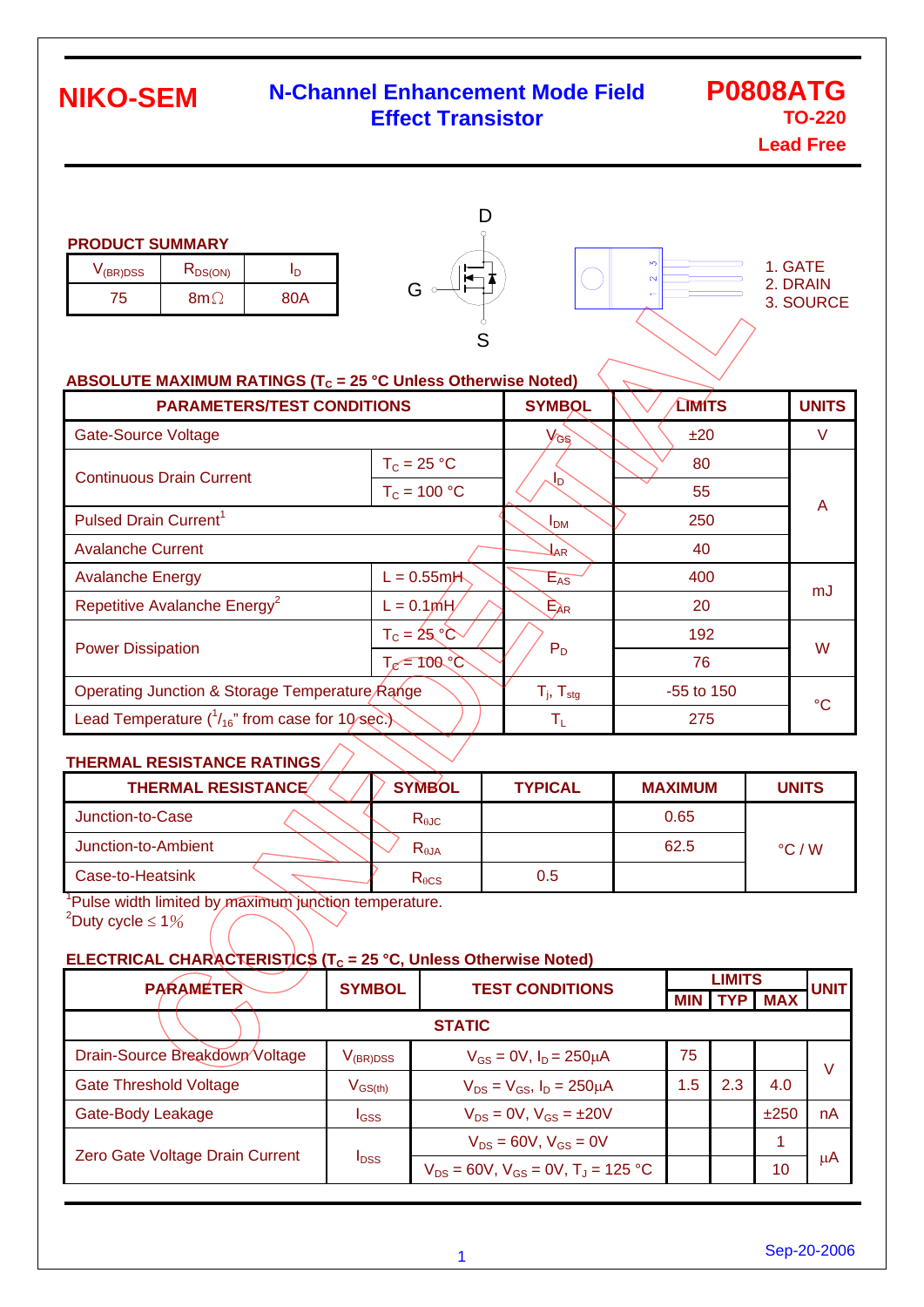**NIKO-SEM**

# N-Channel Enhancement Mode Field Effect Transistor

**P0808ATG**
**TO-220**
**Lead Free**

### PRODUCT SUMMARY

| $V_{(BR)DSS}$ | $R_{DS(ON)}$ | $I_D$ |
|---|---|---|
| 75 | 8mΩ | 80A |

D
G
S

1. GATE
2. DRAIN
3. SOURCE

### ABSOLUTE MAXIMUM RATINGS ($T_C$ = 25 °C Unless Otherwise Noted)

| PARAMETERS/TEST CONDITIONS | | SYMBOL | LIMITS | UNITS |
|---|---|---|---|---|
| Gate-Source Voltage | | $V_{GS}$ | ±20 | V |
| Continuous Drain Current | $T_C$ = 25 °C | $I_D$ | 80 | A |
| | $T_C$ = 100 °C | | 55 | |
| Pulsed Drain Current[1] | | $I_{DM}$ | 250 | |
| Avalanche Current | | $I_{AR}$ | 40 | |
| Avalanche Energy | L = 0.55mH | $E_{AS}$ | 400 | mJ |
| Repetitive Avalanche Energy[2] | L = 0.1mH | $E_{AR}$ | 20 | |
| Power Dissipation | $T_C$ = 25 °C | $P_D$ | 192 | W |
| | $T_C$ = 100 °C | | 76 | |
| Operating Junction & Storage Temperature Range | | $T_j$, $T_{stg}$ | -55 to 150 | °C |
| Lead Temperature ($^1/_{16}$" from case for 10 sec.) | | $T_L$ | 275 | |

### THERMAL RESISTANCE RATINGS

| THERMAL RESISTANCE | SYMBOL | TYPICAL | MAXIMUM | UNITS |
|---|---|---|---|---|
| Junction-to-Case | $R_{\theta JC}$ | | 0.65 | °C / W |
| Junction-to-Ambient | $R_{\theta JA}$ | | 62.5 | |
| Case-to-Heatsink | $R_{\theta CS}$ | 0.5 | | |

[1]Pulse width limited by maximum junction temperature.
[2]Duty cycle ≤ 1%

### ELECTRICAL CHARACTERISTICS ($T_C$ = 25 °C, Unless Otherwise Noted)

| PARAMETER | SYMBOL | TEST CONDITIONS | LIMITS | | | UNIT |
|---|---|---|---|---|---|---|
| | | | MIN | TYP | MAX | |
| **STATIC** | | | | | | |
| Drain-Source Breakdown Voltage | $V_{(BR)DSS}$ | $V_{GS}$ = 0V, $I_D$ = 250μA | 75 | | | V |
| Gate Threshold Voltage | $V_{GS(th)}$ | $V_{DS}$ = $V_{GS}$, $I_D$ = 250μA | 1.5 | 2.3 | 4.0 | |
| Gate-Body Leakage | $I_{GSS}$ | $V_{DS}$ = 0V, $V_{GS}$ = ±20V | | | ±250 | nA |
| Zero Gate Voltage Drain Current | $I_{DSS}$ | $V_{DS}$ = 60V, $V_{GS}$ = 0V | | | 1 | μA |
| | | $V_{DS}$ = 60V, $V_{GS}$ = 0V, $T_J$ = 125 °C | | | 10 | |

Sep-20-2006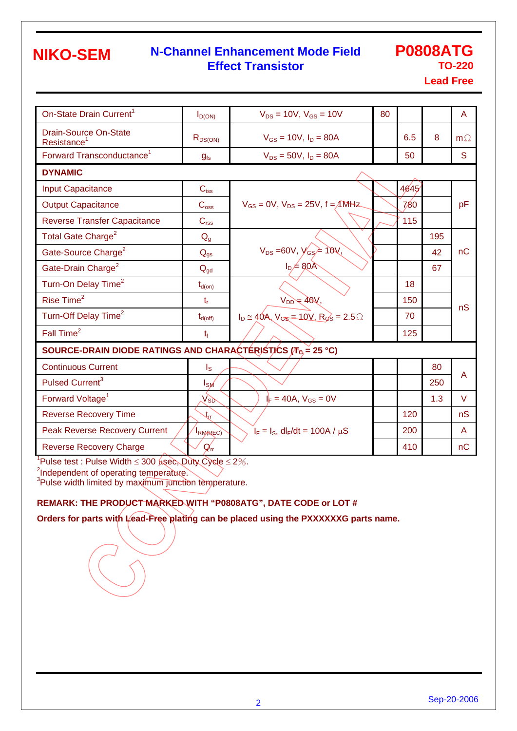| | | | | | | |
|---|---|---|---|---|---|---|
| On-State Drain Current[1] | $I_{D(ON)}$ | $V_{DS}$ = 10V, $V_{GS}$ = 10V | 80 | | | A |
| Drain-Source On-State Resistance[1] | $R_{DS(ON)}$ | $V_{GS}$ = 10V, $I_D$ = 80A | | 6.5 | 8 | mΩ |
| Forward Transconductance[1] | $g_{fs}$ | $V_{DS}$ = 50V, $I_D$ = 80A | | 50 | | S |
| **DYNAMIC** | | | | | | |
| Input Capacitance | $C_{iss}$ | $V_{GS}$ = 0V, $V_{DS}$ = 25V, f = 1MHz | | 4645 | | pF |
| Output Capacitance | $C_{oss}$ | | | 780 | | |
| Reverse Transfer Capacitance | $C_{rss}$ | | | 115 | | |
| Total Gate Charge[2] | $Q_g$ | $V_{DS}$ =60V, $V_{GS}$ = 10V, $I_D$ = 80A | | | 195 | nC |
| Gate-Source Charge[2] | $Q_{gs}$ | | | | 42 | |
| Gate-Drain Charge[2] | $Q_{gd}$ | | | | 67 | |
| Turn-On Delay Time[2] | $t_{d(on)}$ | $V_{DD}$ = 40V, $I_D$ ≅ 40A, $V_{GS}$ = 10V, $R_{GS}$ = 2.5Ω | | 18 | | nS |
| Rise Time[2] | $t_r$ | | | 150 | | |
| Turn-Off Delay Time[2] | $t_{d(off)}$ | | | 70 | | |
| Fall Time[2] | $t_f$ | | | 125 | | |
| **SOURCE-DRAIN DIODE RATINGS AND CHARACTERISTICS ($T_C$ = 25 °C)** | | | | | | |
| Continuous Current | $I_S$ | | | | 80 | A |
| Pulsed Current[3] | $I_{SM}$ | | | | 250 | |
| Forward Voltage[1] | $V_{SD}$ | $I_F$ = 40A, $V_{GS}$ = 0V | | | 1.3 | V |
| Reverse Recovery Time | $t_{rr}$ | $I_F$ = $I_S$, $dI_F/dt$ = 100A / µS | | 120 | | nS |
| Peak Reverse Recovery Current | $I_{RM(REC)}$ | | | 200 | | A |
| Reverse Recovery Charge | $Q_{rr}$ | | | 410 | | nC |

[1]Pulse test : Pulse Width ≤ 300 µsec, Duty Cycle ≤ 2%.
[2]Independent of operating temperature.
[3]Pulse width limited by maximum junction temperature.

**REMARK: THE PRODUCT MARKED WITH "P0808ATG", DATE CODE or LOT #**

**Orders for parts with Lead-Free plating can be placed using the PXXXXXXG parts name.**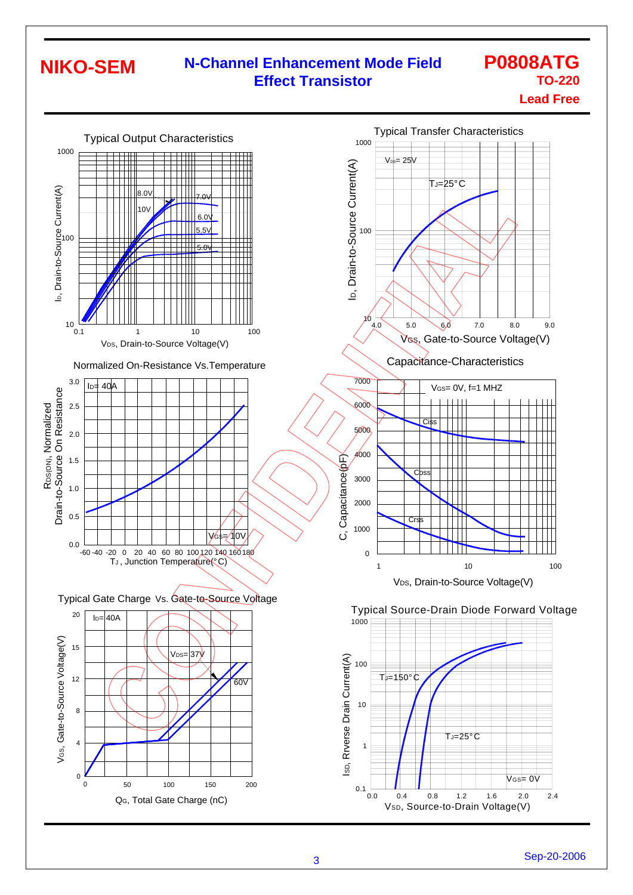# NIKO-SEM

## N-Channel Enhancement Mode Field Effect Transistor

## P0808ATG

**TO-220**

**Lead Free**

### Typical Output Characteristics

$I_D$, Drain-to-Source Current(A)

1000, 100, 10

8.0V, 10V, 7.0V, 6.0V, 5.5V, 5.0V

0.1, 1, 10, 100

$V_{DS}$, Drain-to-Source Voltage(V)

### Typical Transfer Characteristics

$I_D$, Drain-to-Source Current(A)

1000, 100, 10

$V_{DS}$= 25V

$T_J$=25°C

4.0, 5.0, 6.0, 7.0, 8.0, 9.0

$V_{GS}$, Gate-to-Source Voltage(V)

### Normalized On-Resistance Vs.Temperature

$R_{DS(ON)}$, Normalized Drain-to-Source On Resistance

3.0, 2.5, 2.0, 1.5, 1.0, 0.5, 0.0

$I_D$= 40A

$V_{GS}$= 10V

-60 -40 -20 0 20 40 60 80 100 120 140 160 180

$T_J$ , Junction Temperature(°C)

### Capacitance-Characteristics

C, Capacitance(pF)

7000, 6000, 5000, 4000, 3000, 2000, 1000, 0

$V_{GS}$= 0V, f=1 MHZ

Ciss, Coss, Crss

1, 10, 100

$V_{DS}$, Drain-to-Source Voltage(V)

### Typical Gate Charge Vs. Gate-to-Source Voltage

$V_{GS}$, Gate-to-Source Voltage(V)

20, 15, 12, 8, 4, 0

$I_D$= 40A

$V_{DS}$= 37V

60V

0, 50, 100, 150, 200

$Q_G$, Total Gate Charge (nC)

### Typical Source-Drain Diode Forward Voltage

$I_{SD}$, Rverse Drain Current(A)

1000, 100, 10, 1, 0.1

$T_J$=150°C

$T_J$=25°C

$V_{GS}$= 0V

0.0, 0.4, 0.8, 1.2, 1.6, 2.0, 2.4

$V_{SD}$, Source-to-Drain Voltage(V)

Sep-20-2006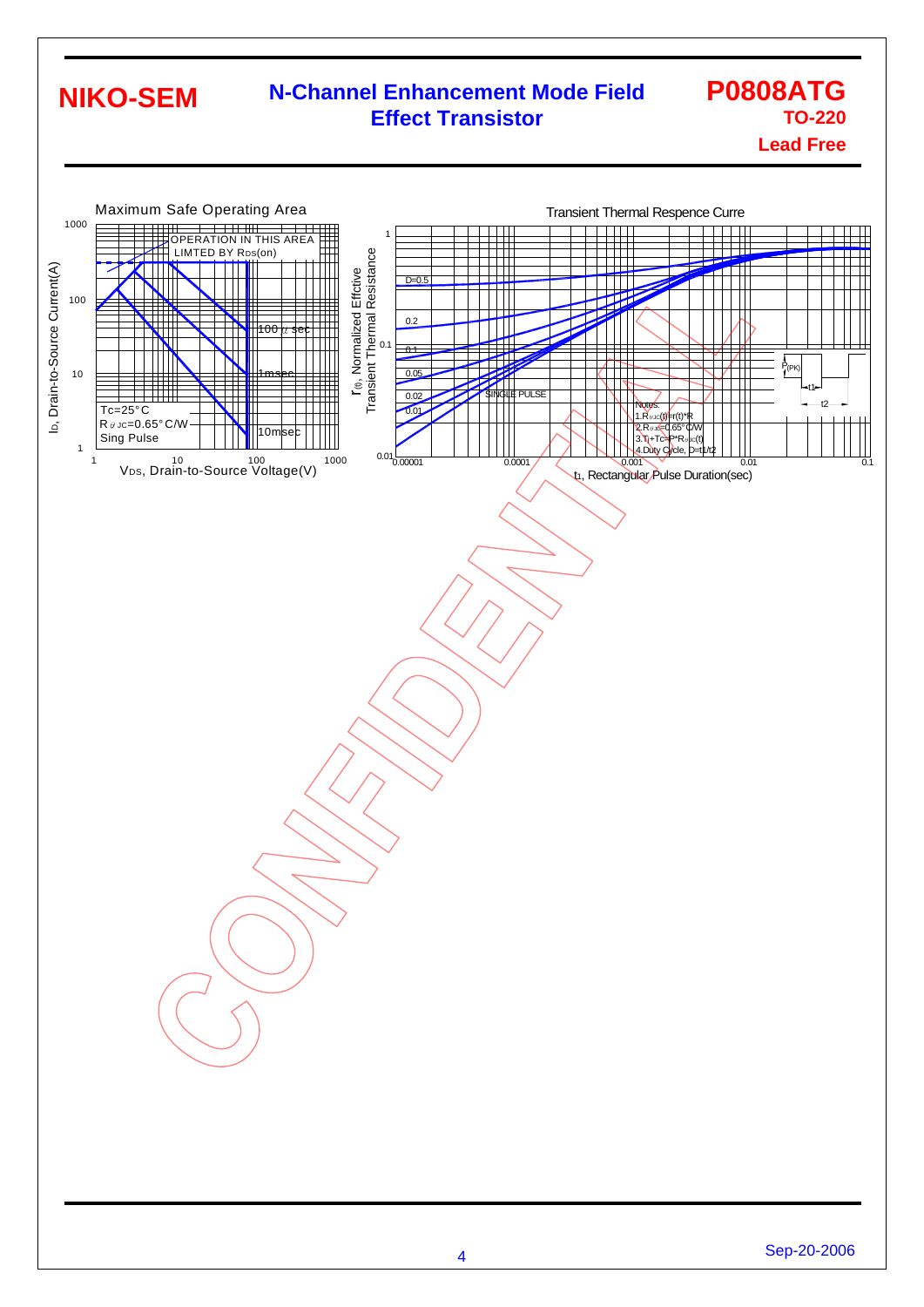# NIKO-SEM

## N-Channel Enhancement Mode Field Effect Transistor

**P0808ATG**
**TO-220**
**Lead Free**

Maximum Safe Operating Area

OPERATION IN THIS AREA LIMTED BY $R_{DS}$(on)

100 μ sec

1msec

10msec

Tc=25°C
$R_{\theta JC}$=0.65°C/W
Sing Pulse

$I_D$, Drain-to-Source Current(A)

$V_{DS}$, Drain-to-Source Voltage(V)

Transient Thermal Respence Curre

D=0.5, 0.2, 0.1, 0.05, 0.02, 0.01, SINGLE PULSE

$r_{(\theta)}$, Normalized Effctive Transient Thermal Resistance

$t_1$, Rectangular Pulse Duration(sec)

Notes:
1. $R_{\theta JC}(t)=r(t)*R$
2. $R_{\theta JC}$=0.65°C/W
3. $T_j+T_c=P*R_{\theta JC}(t)$
4. Duty Cycle, D=t1/t2

Sep-20-2006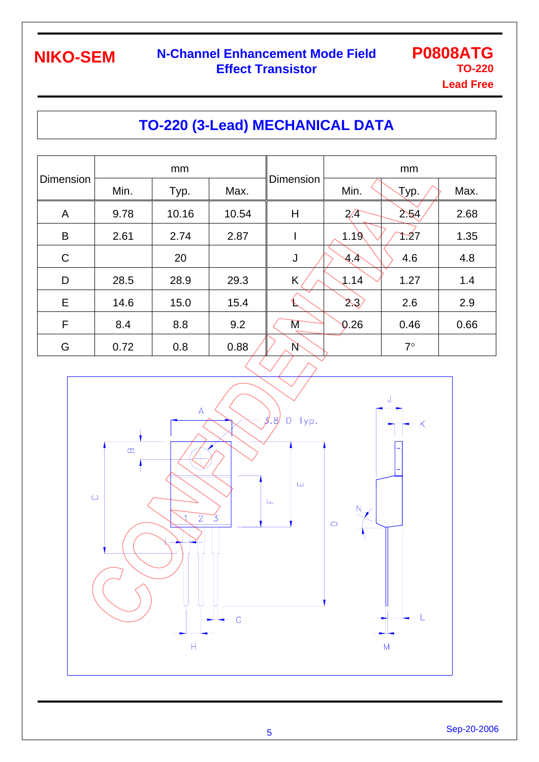## TO-220 (3-Lead) MECHANICAL DATA

| Dimension | mm | | | Dimension | mm | | |
|---|---|---|---|---|---|---|---|
| | Min. | Typ. | Max. | | Min. | Typ. | Max. |
| A | 9.78 | 10.16 | 10.54 | H | 2.4 | 2.54 | 2.68 |
| B | 2.61 | 2.74 | 2.87 | I | 1.19 | 1.27 | 1.35 |
| C | | 20 | | J | 4.4 | 4.6 | 4.8 |
| D | 28.5 | 28.9 | 29.3 | K | 1.14 | 1.27 | 1.4 |
| E | 14.6 | 15.0 | 15.4 | L | 2.3 | 2.6 | 2.9 |
| F | 8.4 | 8.8 | 9.2 | M | 0.26 | 0.46 | 0.66 |
| G | 0.72 | 0.8 | 0.88 | N | | 7° | |

A
3.8 D Typ.
B
C
F
E
D
1 2 3
I
G
H
J
K
N
L
M